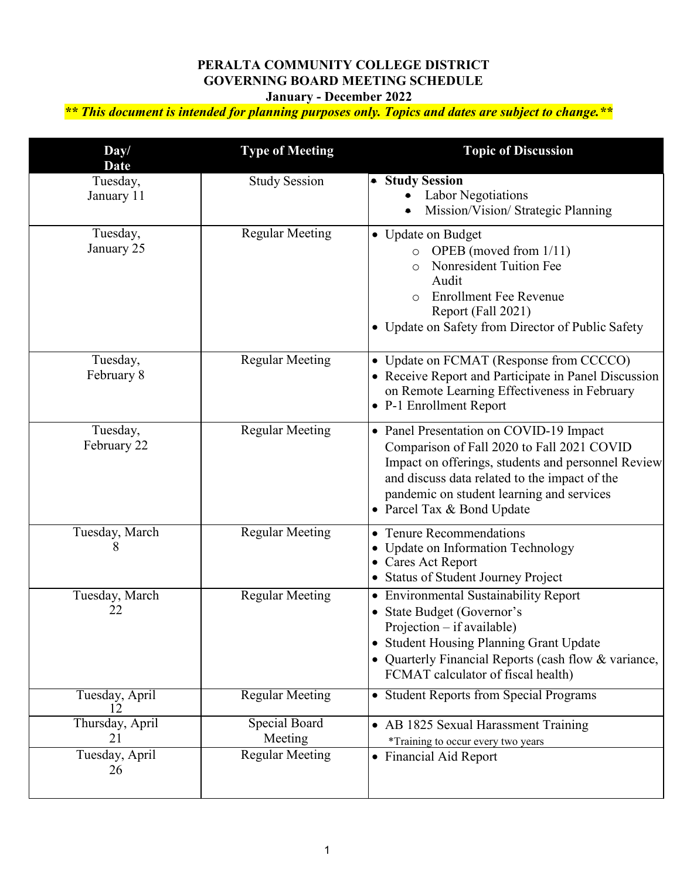**PERALTA COMMUNITY COLLEGE DISTRICT**
**GOVERNING BOARD MEETING SCHEDULE**
**January - December 2022**

***\*\* This document is intended for planning purposes only. Topics and dates are subject to change.\*\****

| Day/ Date | Type of Meeting | Topic of Discussion |
|---|---|---|
| Tuesday, January 11 | Study Session | • **Study Session**<br>  • Labor Negotiations<br>  • Mission/Vision/ Strategic Planning |
| Tuesday, January 25 | Regular Meeting | • Update on Budget<br>  ○ OPEB (moved from 1/11)<br>  ○ Nonresident Tuition Fee Audit<br>  ○ Enrollment Fee Revenue Report (Fall 2021)<br>• Update on Safety from Director of Public Safety |
| Tuesday, February 8 | Regular Meeting | • Update on FCMAT (Response from CCCCO)<br>• Receive Report and Participate in Panel Discussion on Remote Learning Effectiveness in February<br>• P-1 Enrollment Report |
| Tuesday, February 22 | Regular Meeting | • Panel Presentation on COVID-19 Impact Comparison of Fall 2020 to Fall 2021 COVID Impact on offerings, students and personnel Review and discuss data related to the impact of the pandemic on student learning and services<br>• Parcel Tax & Bond Update |
| Tuesday, March 8 | Regular Meeting | • Tenure Recommendations<br>• Update on Information Technology<br>• Cares Act Report<br>• Status of Student Journey Project |
| Tuesday, March 22 | Regular Meeting | • Environmental Sustainability Report<br>• State Budget (Governor's Projection – if available)<br>• Student Housing Planning Grant Update<br>• Quarterly Financial Reports (cash flow & variance, FCMAT calculator of fiscal health) |
| Tuesday, April 12 | Regular Meeting | • Student Reports from Special Programs |
| Thursday, April 21 | Special Board Meeting | • AB 1825 Sexual Harassment Training<br>*Training to occur every two years |
| Tuesday, April 26 | Regular Meeting | • Financial Aid Report |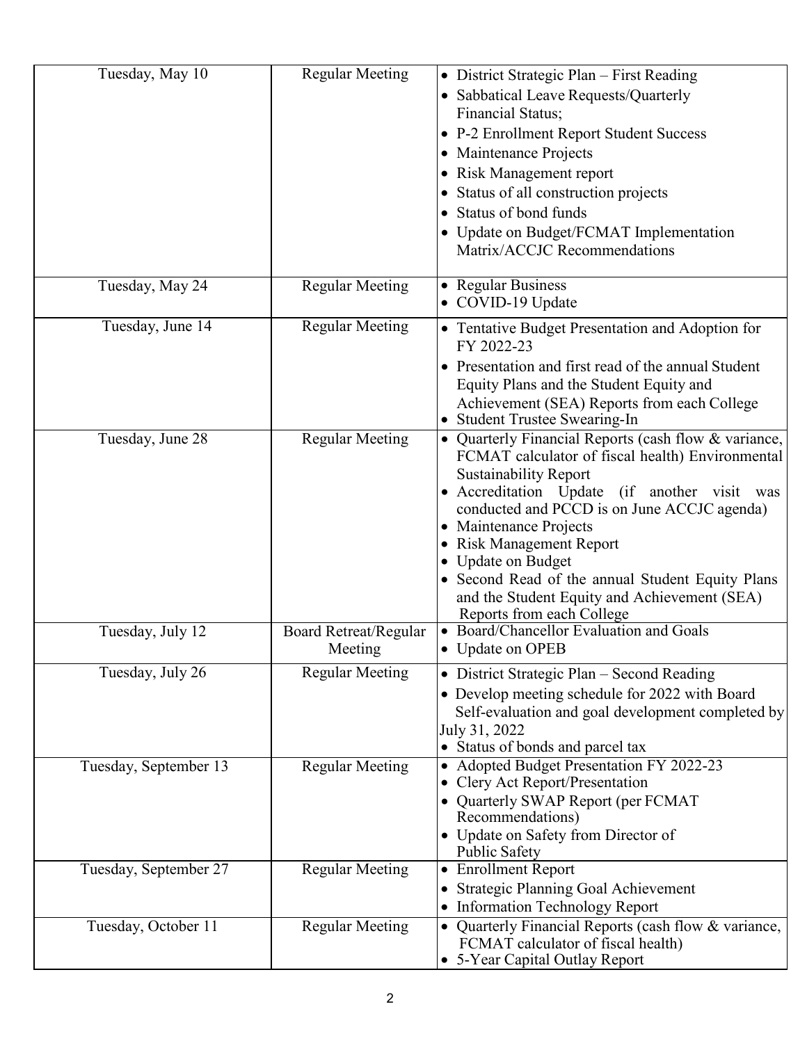| | | |
|---|---|---|
| Tuesday, May 10 | Regular Meeting | • District Strategic Plan – First Reading<br>• Sabbatical Leave Requests/Quarterly Financial Status;<br>• P-2 Enrollment Report Student Success<br>• Maintenance Projects<br>• Risk Management report<br>• Status of all construction projects<br>• Status of bond funds<br>• Update on Budget/FCMAT Implementation Matrix/ACCJC Recommendations |
| Tuesday, May 24 | Regular Meeting | • Regular Business<br>• COVID-19 Update |
| Tuesday, June 14 | Regular Meeting | • Tentative Budget Presentation and Adoption for FY 2022-23<br>• Presentation and first read of the annual Student Equity Plans and the Student Equity and Achievement (SEA) Reports from each College<br>• Student Trustee Swearing-In |
| Tuesday, June 28 | Regular Meeting | • Quarterly Financial Reports (cash flow & variance, FCMAT calculator of fiscal health) Environmental Sustainability Report<br>• Accreditation Update (if another visit was conducted and PCCD is on June ACCJC agenda)<br>• Maintenance Projects<br>• Risk Management Report<br>• Update on Budget<br>• Second Read of the annual Student Equity Plans and the Student Equity and Achievement (SEA) Reports from each College |
| Tuesday, July 12 | Board Retreat/Regular Meeting | • Board/Chancellor Evaluation and Goals<br>• Update on OPEB |
| Tuesday, July 26 | Regular Meeting | • District Strategic Plan – Second Reading<br>• Develop meeting schedule for 2022 with Board Self-evaluation and goal development completed by July 31, 2022<br>• Status of bonds and parcel tax |
| Tuesday, September 13 | Regular Meeting | • Adopted Budget Presentation FY 2022-23<br>• Clery Act Report/Presentation<br>• Quarterly SWAP Report (per FCMAT Recommendations)<br>• Update on Safety from Director of Public Safety |
| Tuesday, September 27 | Regular Meeting | • Enrollment Report<br>• Strategic Planning Goal Achievement<br>• Information Technology Report |
| Tuesday, October 11 | Regular Meeting | • Quarterly Financial Reports (cash flow & variance, FCMAT calculator of fiscal health)<br>• 5-Year Capital Outlay Report |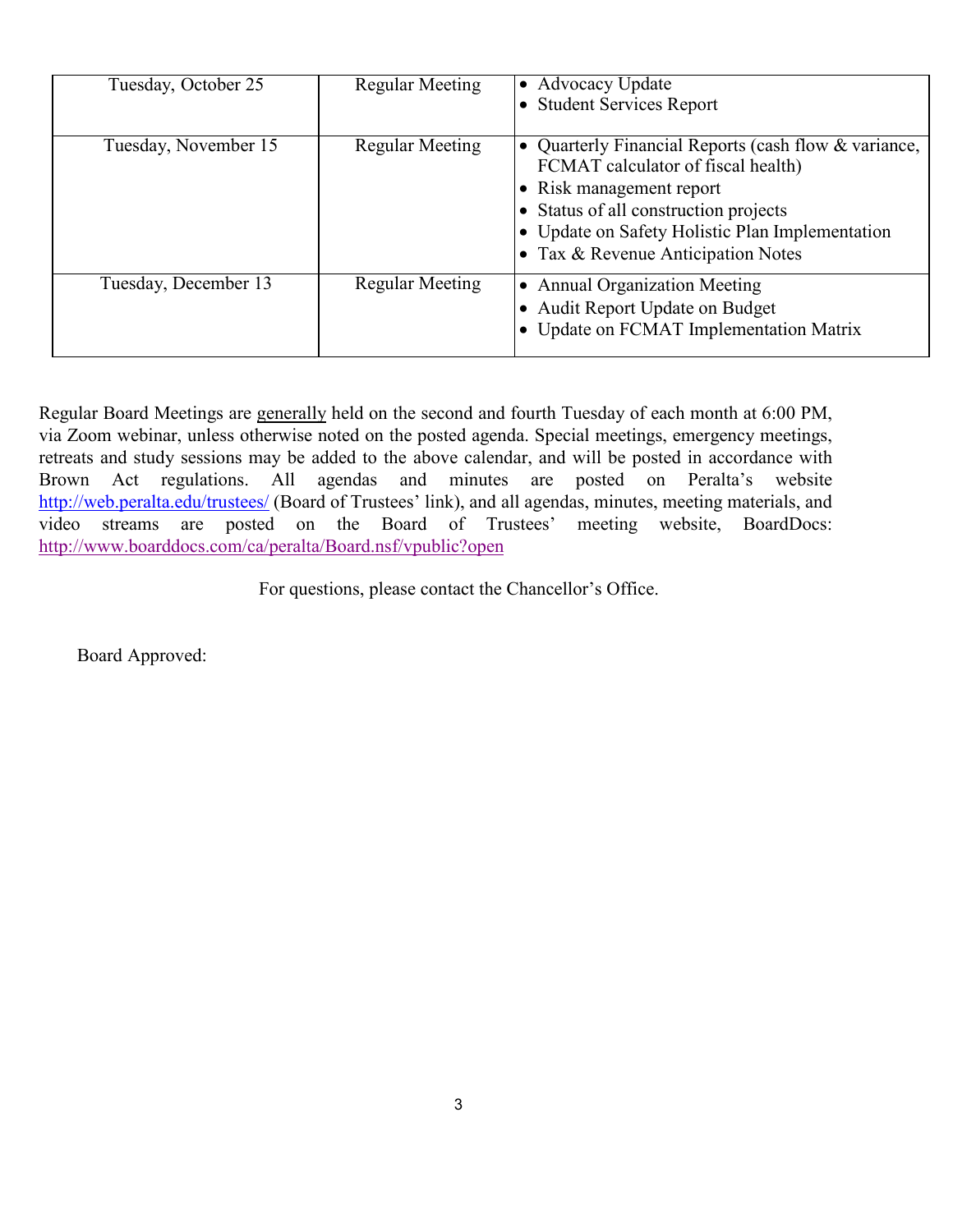| | | |
|---|---|---|
| Tuesday, October 25 | Regular Meeting | • Advocacy Update<br>• Student Services Report |
| Tuesday, November 15 | Regular Meeting | • Quarterly Financial Reports (cash flow & variance, FCMAT calculator of fiscal health)<br>• Risk management report<br>• Status of all construction projects<br>• Update on Safety Holistic Plan Implementation<br>• Tax & Revenue Anticipation Notes |
| Tuesday, December 13 | Regular Meeting | • Annual Organization Meeting<br>• Audit Report Update on Budget<br>• Update on FCMAT Implementation Matrix |

Regular Board Meetings are generally held on the second and fourth Tuesday of each month at 6:00 PM, via Zoom webinar, unless otherwise noted on the posted agenda. Special meetings, emergency meetings, retreats and study sessions may be added to the above calendar, and will be posted in accordance with Brown Act regulations. All agendas and minutes are posted on Peralta's website http://web.peralta.edu/trustees/ (Board of Trustees' link), and all agendas, minutes, meeting materials, and video streams are posted on the Board of Trustees' meeting website, BoardDocs: http://www.boarddocs.com/ca/peralta/Board.nsf/vpublic?open

For questions, please contact the Chancellor's Office.

Board Approved: